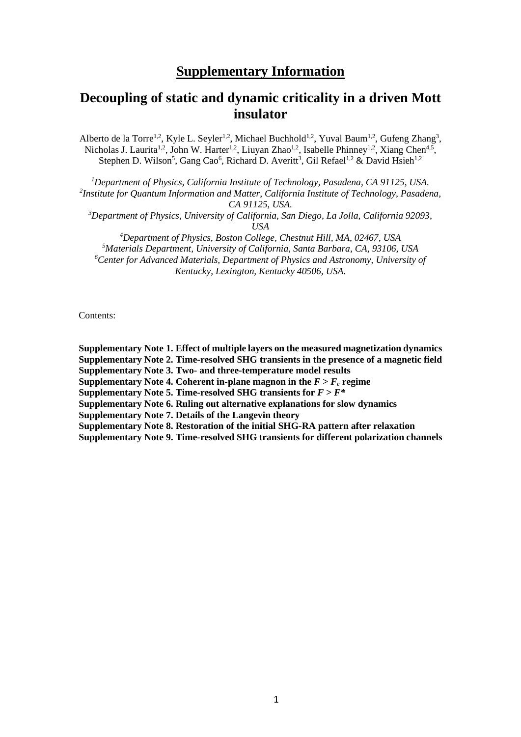# Supplementary Information

## Decoupling of static and dynamic criticality in a driven Mott insulator

Alberto de la Torre[1,2], Kyle L. Seyler[1,2], Michael Buchhold[1,2], Yuval Baum[1,2], Gufeng Zhang[3], Nicholas J. Laurita[1,2], John W. Harter[1,2], Liuyan Zhao[1,2], Isabelle Phinney[1,2], Xiang Chen[4,5], Stephen D. Wilson[5], Gang Cao[6], Richard D. Averitt[3], Gil Refael[1,2] & David Hsieh[1,2]

*[1]Department of Physics, California Institute of Technology, Pasadena, CA 91125, USA.*
*[2]Institute for Quantum Information and Matter, California Institute of Technology, Pasadena, CA 91125, USA.*
*[3]Department of Physics, University of California, San Diego, La Jolla, California 92093, USA*
*[4]Department of Physics, Boston College, Chestnut Hill, MA, 02467, USA*
*[5]Materials Department, University of California, Santa Barbara, CA, 93106, USA*
*[6]Center for Advanced Materials, Department of Physics and Astronomy, University of Kentucky, Lexington, Kentucky 40506, USA.*

Contents:

**Supplementary Note 1. Effect of multiple layers on the measured magnetization dynamics**
**Supplementary Note 2. Time-resolved SHG transients in the presence of a magnetic field**
**Supplementary Note 3. Two- and three-temperature model results**
**Supplementary Note 4. Coherent in-plane magnon in the $F > F_c$ regime**
**Supplementary Note 5. Time-resolved SHG transients for $F > F^*$**
**Supplementary Note 6. Ruling out alternative explanations for slow dynamics**
**Supplementary Note 7. Details of the Langevin theory**
**Supplementary Note 8. Restoration of the initial SHG-RA pattern after relaxation**
**Supplementary Note 9. Time-resolved SHG transients for different polarization channels**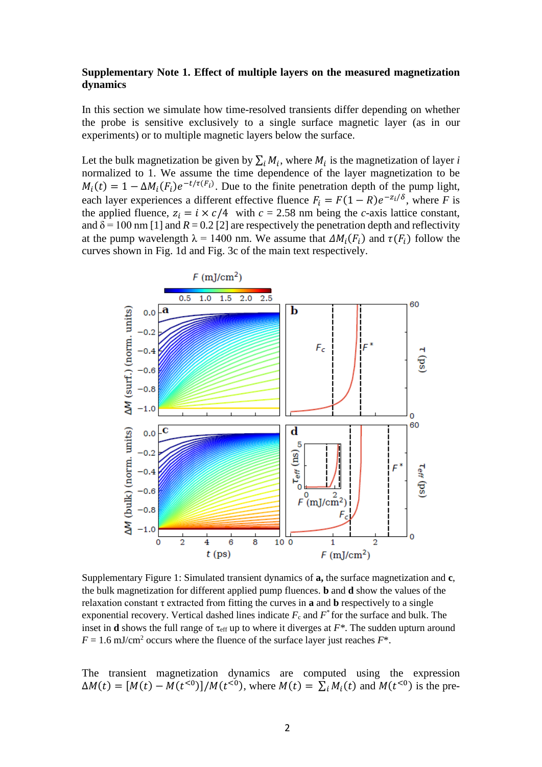**Supplementary Note 1. Effect of multiple layers on the measured magnetization dynamics**

In this section we simulate how time-resolved transients differ depending on whether the probe is sensitive exclusively to a single surface magnetic layer (as in our experiments) or to multiple magnetic layers below the surface.

Let the bulk magnetization be given by $\sum_i M_i$, where $M_i$ is the magnetization of layer $i$ normalized to 1. We assume the time dependence of the layer magnetization to be $M_i(t) = 1 - \Delta M_i(F_i)e^{-t/\tau(F_i)}$. Due to the finite penetration depth of the pump light, each layer experiences a different effective fluence $F_i = F(1-R)e^{-z_i/\delta}$, where $F$ is the applied fluence, $z_i = i \times c/4$ with $c$ = 2.58 nm being the $c$-axis lattice constant, and $\delta$ = 100 nm [1] and $R$ = 0.2 [2] are respectively the penetration depth and reflectivity at the pump wavelength $\lambda$ = 1400 nm. We assume that $\Delta M_i(F_i)$ and $\tau(F_i)$ follow the curves shown in Fig. 1d and Fig. 3c of the main text respectively.

Supplementary Figure 1: Simulated transient dynamics of **a,** the surface magnetization and **c**, the bulk magnetization for different applied pump fluences. **b** and **d** show the values of the relaxation constant $\tau$ extracted from fitting the curves in **a** and **b** respectively to a single exponential recovery. Vertical dashed lines indicate $F_c$ and $F^*$ for the surface and bulk. The inset in **d** shows the full range of $\tau_{eff}$ up to where it diverges at $F^*$. The sudden upturn around $F$ = 1.6 mJ/cm$^2$ occurs where the fluence of the surface layer just reaches $F^*$.

The transient magnetization dynamics are computed using the expression $\Delta M(t) = [M(t) - M(t^{<0})]/M(t^{<0})$, where $M(t) = \sum_i M_i(t)$ and $M(t^{<0})$ is the pre-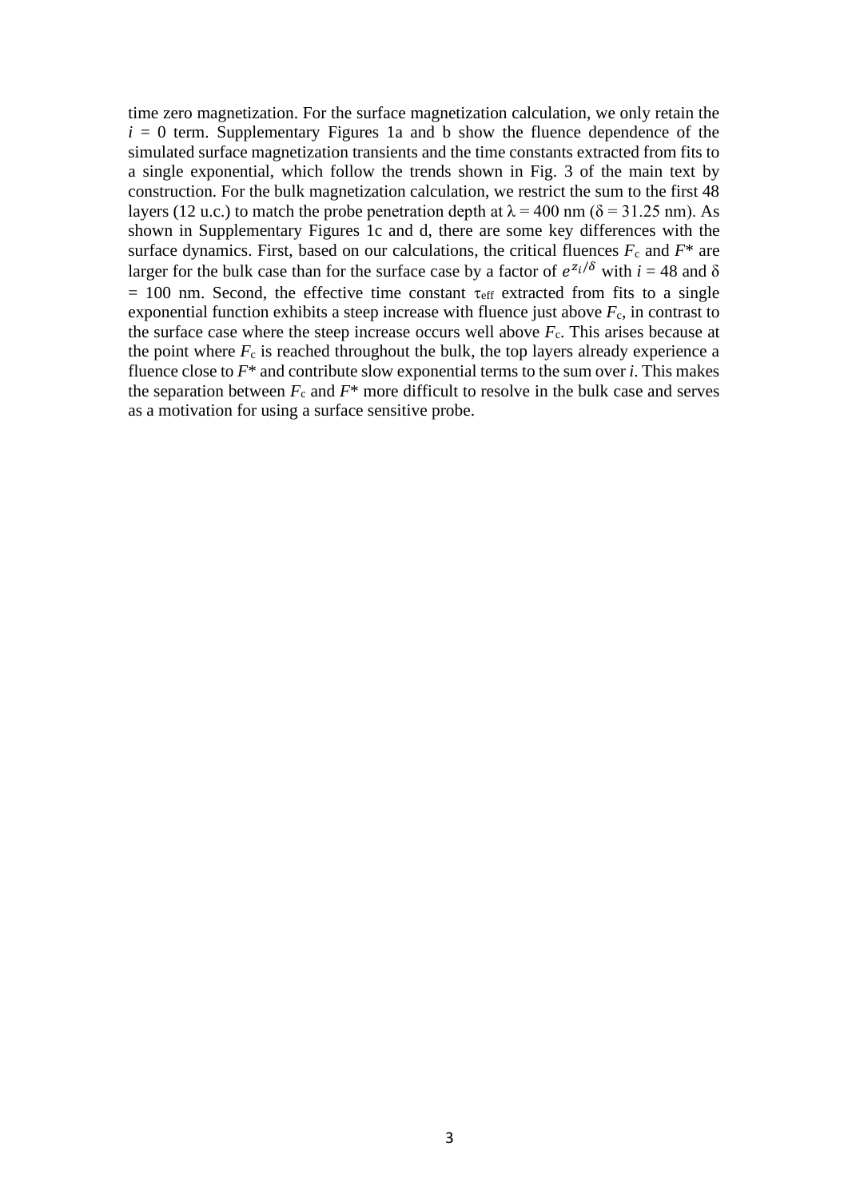time zero magnetization. For the surface magnetization calculation, we only retain the $i$ = 0 term. Supplementary Figures 1a and b show the fluence dependence of the simulated surface magnetization transients and the time constants extracted from fits to a single exponential, which follow the trends shown in Fig. 3 of the main text by construction. For the bulk magnetization calculation, we restrict the sum to the first 48 layers (12 u.c.) to match the probe penetration depth at $\lambda$ = 400 nm ($\delta$ = 31.25 nm). As shown in Supplementary Figures 1c and d, there are some key differences with the surface dynamics. First, based on our calculations, the critical fluences $F_c$ and $F^*$ are larger for the bulk case than for the surface case by a factor of $e^{z_i/\delta}$ with $i$ = 48 and $\delta$ = 100 nm. Second, the effective time constant $\tau_{eff}$ extracted from fits to a single exponential function exhibits a steep increase with fluence just above $F_c$, in contrast to the surface case where the steep increase occurs well above $F_c$. This arises because at the point where $F_c$ is reached throughout the bulk, the top layers already experience a fluence close to $F^*$ and contribute slow exponential terms to the sum over $i$. This makes the separation between $F_c$ and $F^*$ more difficult to resolve in the bulk case and serves as a motivation for using a surface sensitive probe.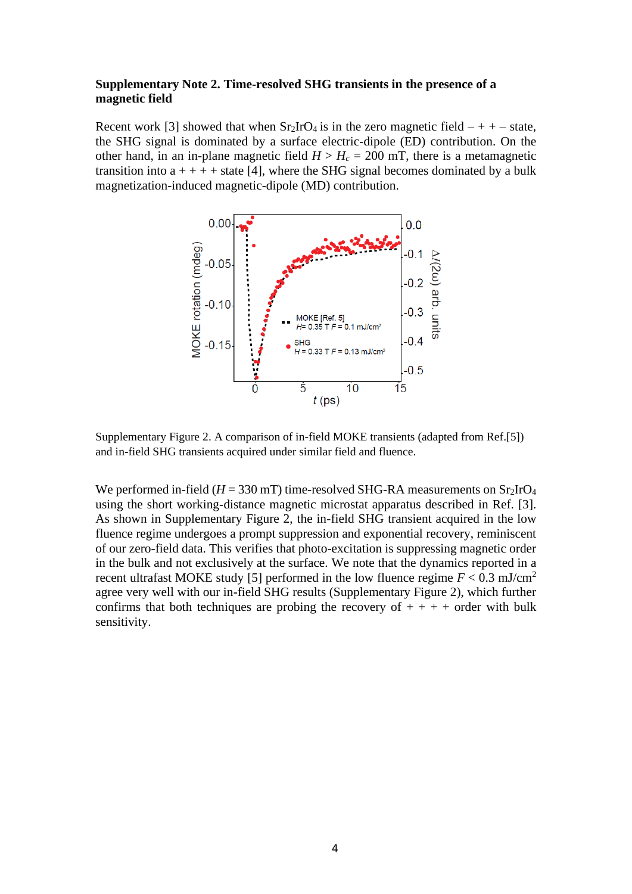**Supplementary Note 2. Time-resolved SHG transients in the presence of a magnetic field**

Recent work [3] showed that when $Sr_2IrO_4$ is in the zero magnetic field – + + – state, the SHG signal is dominated by a surface electric-dipole (ED) contribution. On the other hand, in an in-plane magnetic field $H > H_c = 200$ mT, there is a metamagnetic transition into a + + + + state [4], where the SHG signal becomes dominated by a bulk magnetization-induced magnetic-dipole (MD) contribution.

Supplementary Figure 2. A comparison of in-field MOKE transients (adapted from Ref.[5]) and in-field SHG transients acquired under similar field and fluence.

We performed in-field ($H = 330$ mT) time-resolved SHG-RA measurements on $Sr_2IrO_4$ using the short working-distance magnetic microstat apparatus described in Ref. [3]. As shown in Supplementary Figure 2, the in-field SHG transient acquired in the low fluence regime undergoes a prompt suppression and exponential recovery, reminiscent of our zero-field data. This verifies that photo-excitation is suppressing magnetic order in the bulk and not exclusively at the surface. We note that the dynamics reported in a recent ultrafast MOKE study [5] performed in the low fluence regime $F < 0.3$ mJ/cm$^2$ agree very well with our in-field SHG results (Supplementary Figure 2), which further confirms that both techniques are probing the recovery of + + + + order with bulk sensitivity.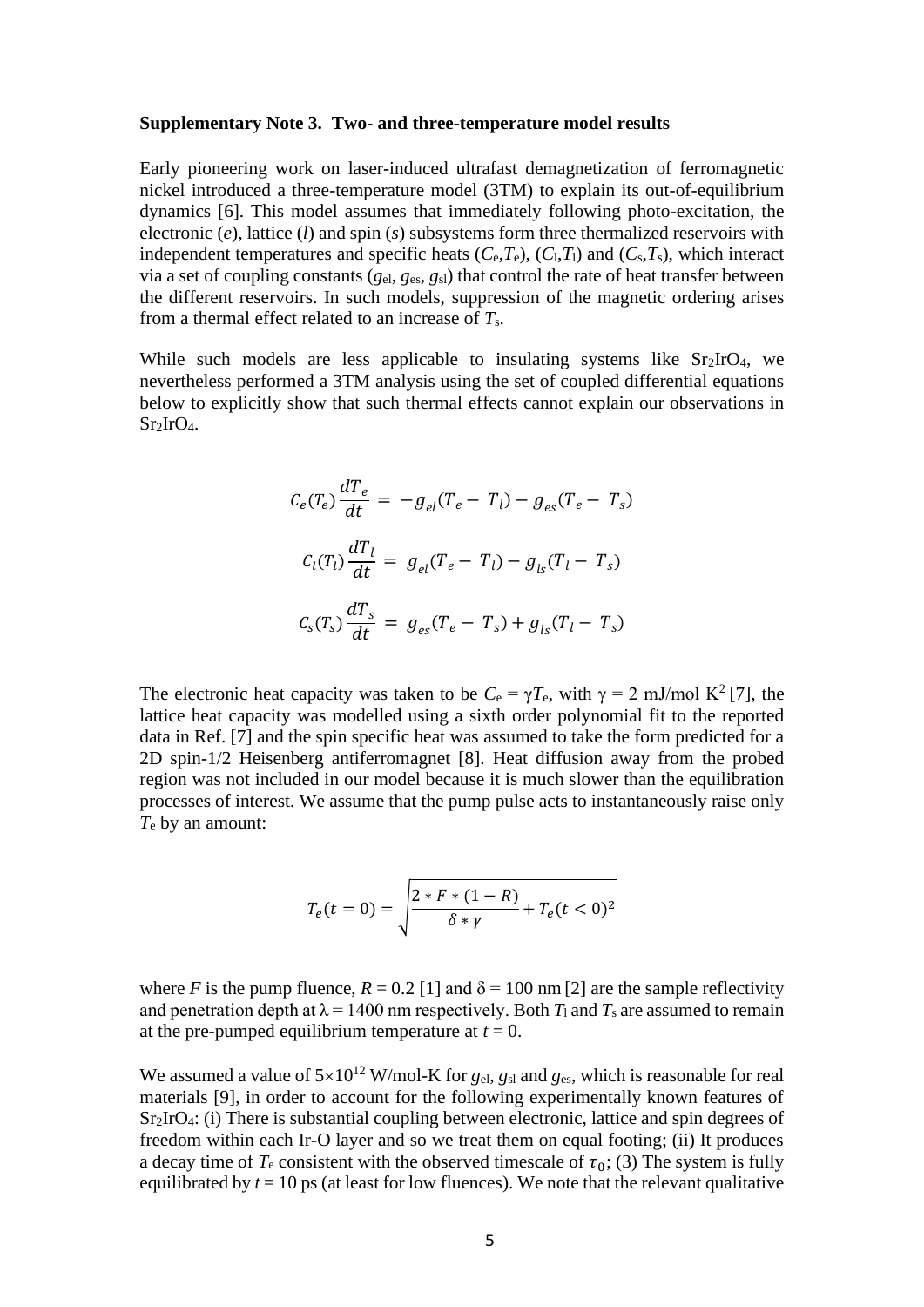**Supplementary Note 3. Two- and three-temperature model results**

Early pioneering work on laser-induced ultrafast demagnetization of ferromagnetic nickel introduced a three-temperature model (3TM) to explain its out-of-equilibrium dynamics [6]. This model assumes that immediately following photo-excitation, the electronic (*e*), lattice (*l*) and spin (*s*) subsystems form three thermalized reservoirs with independent temperatures and specific heats ($C_e$,$T_e$), ($C_l$,$T_l$) and ($C_s$,$T_s$), which interact via a set of coupling constants ($g_{el}$, $g_{es}$, $g_{sl}$) that control the rate of heat transfer between the different reservoirs. In such models, suppression of the magnetic ordering arises from a thermal effect related to an increase of $T_s$.

While such models are less applicable to insulating systems like $Sr_2IrO_4$, we nevertheless performed a 3TM analysis using the set of coupled differential equations below to explicitly show that such thermal effects cannot explain our observations in $Sr_2IrO_4$.

$$C_e(T_e)\frac{dT_e}{dt} = -g_{el}(T_e - T_l) - g_{es}(T_e - T_s)$$

$$C_l(T_l)\frac{dT_l}{dt} = g_{el}(T_e - T_l) - g_{ls}(T_l - T_s)$$

$$C_s(T_s)\frac{dT_s}{dt} = g_{es}(T_e - T_s) + g_{ls}(T_l - T_s)$$

The electronic heat capacity was taken to be $C_e = \gamma T_e$, with $\gamma = 2$ mJ/mol K$^2$ [7], the lattice heat capacity was modelled using a sixth order polynomial fit to the reported data in Ref. [7] and the spin specific heat was assumed to take the form predicted for a 2D spin-1/2 Heisenberg antiferromagnet [8]. Heat diffusion away from the probed region was not included in our model because it is much slower than the equilibration processes of interest. We assume that the pump pulse acts to instantaneously raise only $T_e$ by an amount:

$$T_e(t=0) = \sqrt{\frac{2 * F * (1-R)}{\delta * \gamma} + T_e(t<0)^2}$$

where *F* is the pump fluence, $R = 0.2$ [1] and $\delta = 100$ nm [2] are the sample reflectivity and penetration depth at $\lambda = 1400$ nm respectively. Both $T_l$ and $T_s$ are assumed to remain at the pre-pumped equilibrium temperature at $t = 0$.

We assumed a value of $5\times10^{12}$ W/mol-K for $g_{el}$, $g_{sl}$ and $g_{es}$, which is reasonable for real materials [9], in order to account for the following experimentally known features of $Sr_2IrO_4$: (i) There is substantial coupling between electronic, lattice and spin degrees of freedom within each Ir-O layer and so we treat them on equal footing; (ii) It produces a decay time of $T_e$ consistent with the observed timescale of $\tau_0$; (3) The system is fully equilibrated by $t = 10$ ps (at least for low fluences). We note that the relevant qualitative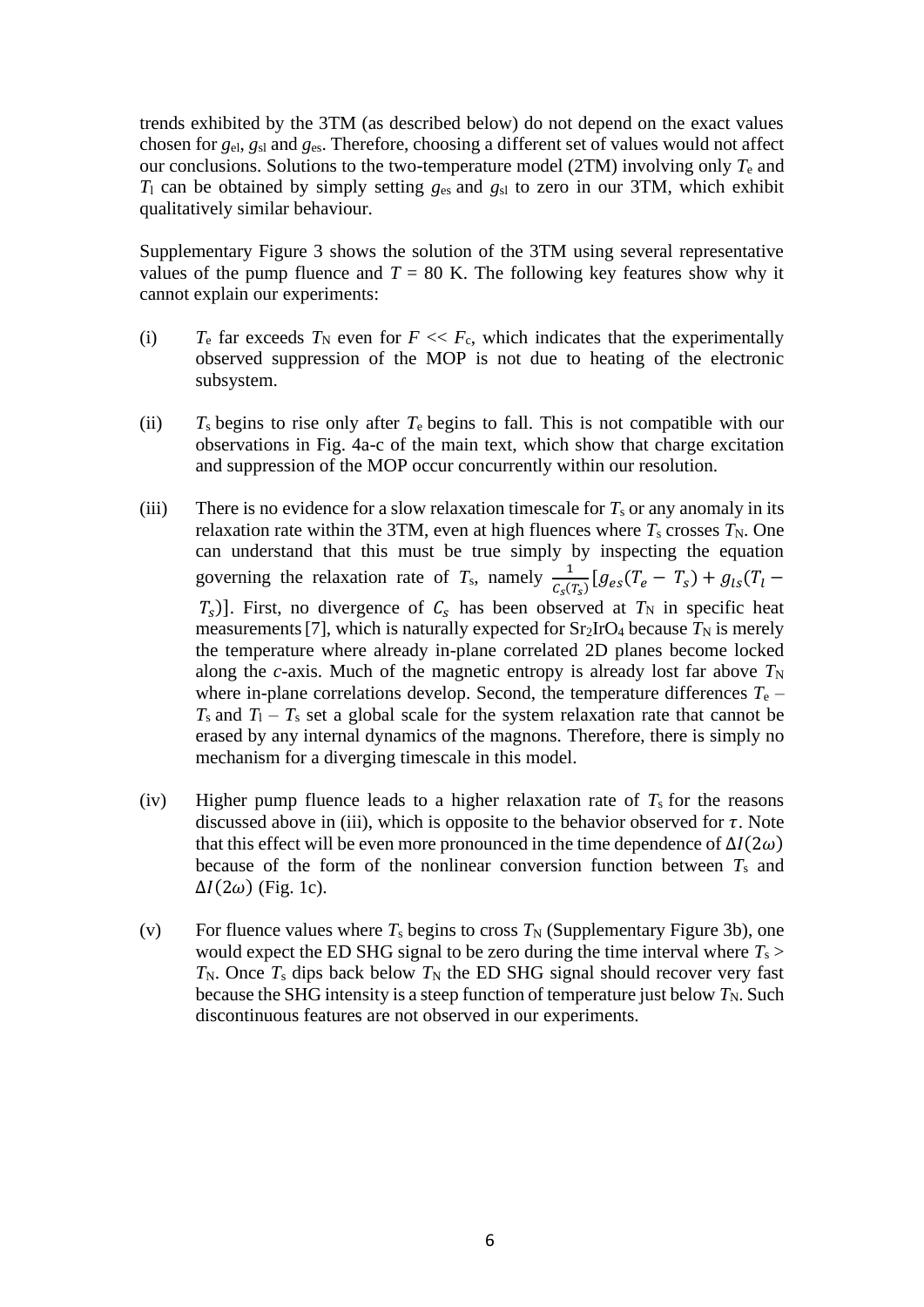trends exhibited by the 3TM (as described below) do not depend on the exact values chosen for $g_{el}$, $g_{sl}$ and $g_{es}$. Therefore, choosing a different set of values would not affect our conclusions. Solutions to the two-temperature model (2TM) involving only $T_e$ and $T_l$ can be obtained by simply setting $g_{es}$ and $g_{sl}$ to zero in our 3TM, which exhibit qualitatively similar behaviour.

Supplementary Figure 3 shows the solution of the 3TM using several representative values of the pump fluence and $T$ = 80 K. The following key features show why it cannot explain our experiments:

(i) $T_e$ far exceeds $T_N$ even for $F << F_c$, which indicates that the experimentally observed suppression of the MOP is not due to heating of the electronic subsystem.

(ii) $T_s$ begins to rise only after $T_e$ begins to fall. This is not compatible with our observations in Fig. 4a-c of the main text, which show that charge excitation and suppression of the MOP occur concurrently within our resolution.

(iii) There is no evidence for a slow relaxation timescale for $T_s$ or any anomaly in its relaxation rate within the 3TM, even at high fluences where $T_s$ crosses $T_N$. One can understand that this must be true simply by inspecting the equation governing the relaxation rate of $T_s$, namely $\frac{1}{C_s(T_s)}[g_{es}(T_e - T_s) + g_{ls}(T_l - T_s)]$. First, no divergence of $C_s$ has been observed at $T_N$ in specific heat measurements [7], which is naturally expected for $Sr_2IrO_4$ because $T_N$ is merely the temperature where already in-plane correlated 2D planes become locked along the *c*-axis. Much of the magnetic entropy is already lost far above $T_N$ where in-plane correlations develop. Second, the temperature differences $T_e - T_s$ and $T_l - T_s$ set a global scale for the system relaxation rate that cannot be erased by any internal dynamics of the magnons. Therefore, there is simply no mechanism for a diverging timescale in this model.

(iv) Higher pump fluence leads to a higher relaxation rate of $T_s$ for the reasons discussed above in (iii), which is opposite to the behavior observed for $\tau$. Note that this effect will be even more pronounced in the time dependence of $\Delta I(2\omega)$ because of the form of the nonlinear conversion function between $T_s$ and $\Delta I(2\omega)$ (Fig. 1c).

(v) For fluence values where $T_s$ begins to cross $T_N$ (Supplementary Figure 3b), one would expect the ED SHG signal to be zero during the time interval where $T_s > T_N$. Once $T_s$ dips back below $T_N$ the ED SHG signal should recover very fast because the SHG intensity is a steep function of temperature just below $T_N$. Such discontinuous features are not observed in our experiments.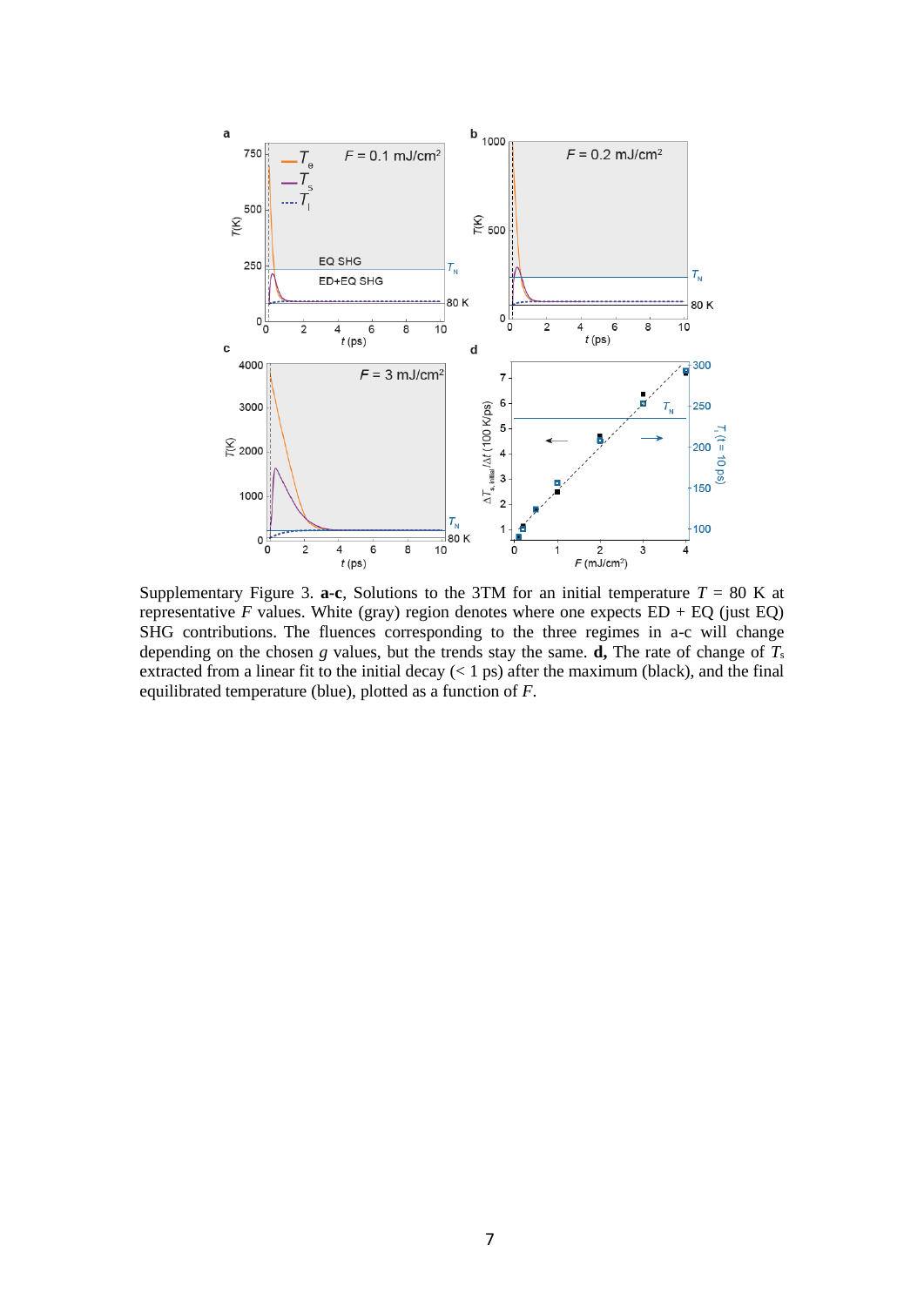Supplementary Figure 3. **a**-**c**, Solutions to the 3TM for an initial temperature $T$ = 80 K at representative $F$ values. White (gray) region denotes where one expects ED + EQ (just EQ) SHG contributions. The fluences corresponding to the three regimes in a-c will change depending on the chosen $g$ values, but the trends stay the same. **d,** The rate of change of $T_s$ extracted from a linear fit to the initial decay (< 1 ps) after the maximum (black), and the final equilibrated temperature (blue), plotted as a function of $F$.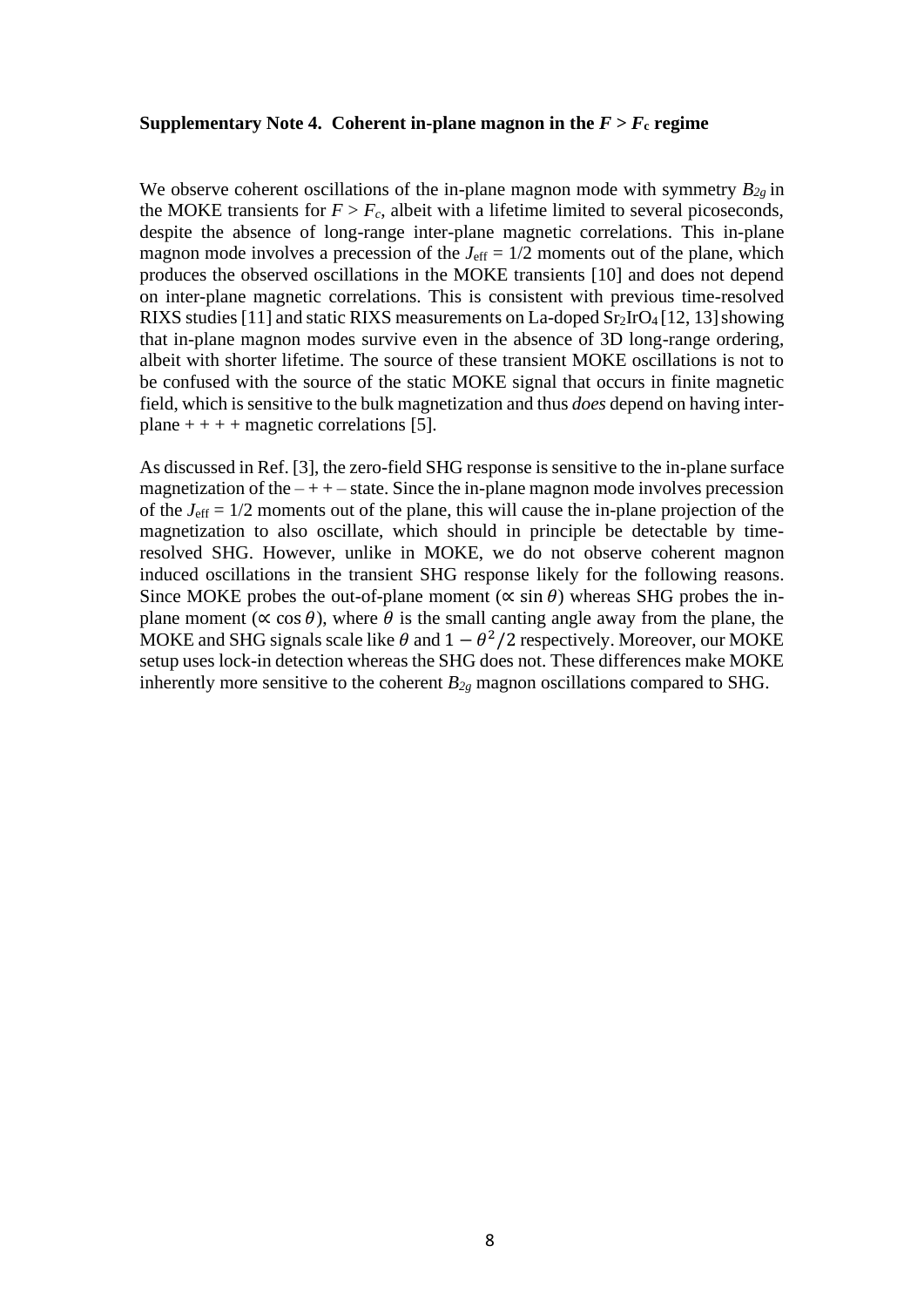### Supplementary Note 4. Coherent in-plane magnon in the $F > F_c$ regime

We observe coherent oscillations of the in-plane magnon mode with symmetry $B_{2g}$ in the MOKE transients for $F > F_c$, albeit with a lifetime limited to several picoseconds, despite the absence of long-range inter-plane magnetic correlations. This in-plane magnon mode involves a precession of the $J_{\mathrm{eff}} = 1/2$ moments out of the plane, which produces the observed oscillations in the MOKE transients [10] and does not depend on inter-plane magnetic correlations. This is consistent with previous time-resolved RIXS studies [11] and static RIXS measurements on La-doped $Sr_2IrO_4$ [12, 13] showing that in-plane magnon modes survive even in the absence of 3D long-range ordering, albeit with shorter lifetime. The source of these transient MOKE oscillations is not to be confused with the source of the static MOKE signal that occurs in finite magnetic field, which is sensitive to the bulk magnetization and thus *does* depend on having inter-plane + + + + magnetic correlations [5].

As discussed in Ref. [3], the zero-field SHG response is sensitive to the in-plane surface magnetization of the – + + – state. Since the in-plane magnon mode involves precession of the $J_{\mathrm{eff}} = 1/2$ moments out of the plane, this will cause the in-plane projection of the magnetization to also oscillate, which should in principle be detectable by time-resolved SHG. However, unlike in MOKE, we do not observe coherent magnon induced oscillations in the transient SHG response likely for the following reasons. Since MOKE probes the out-of-plane moment ($\propto \sin\theta$) whereas SHG probes the in-plane moment ($\propto \cos\theta$), where $\theta$ is the small canting angle away from the plane, the MOKE and SHG signals scale like $\theta$ and $1 - \theta^2/2$ respectively. Moreover, our MOKE setup uses lock-in detection whereas the SHG does not. These differences make MOKE inherently more sensitive to the coherent $B_{2g}$ magnon oscillations compared to SHG.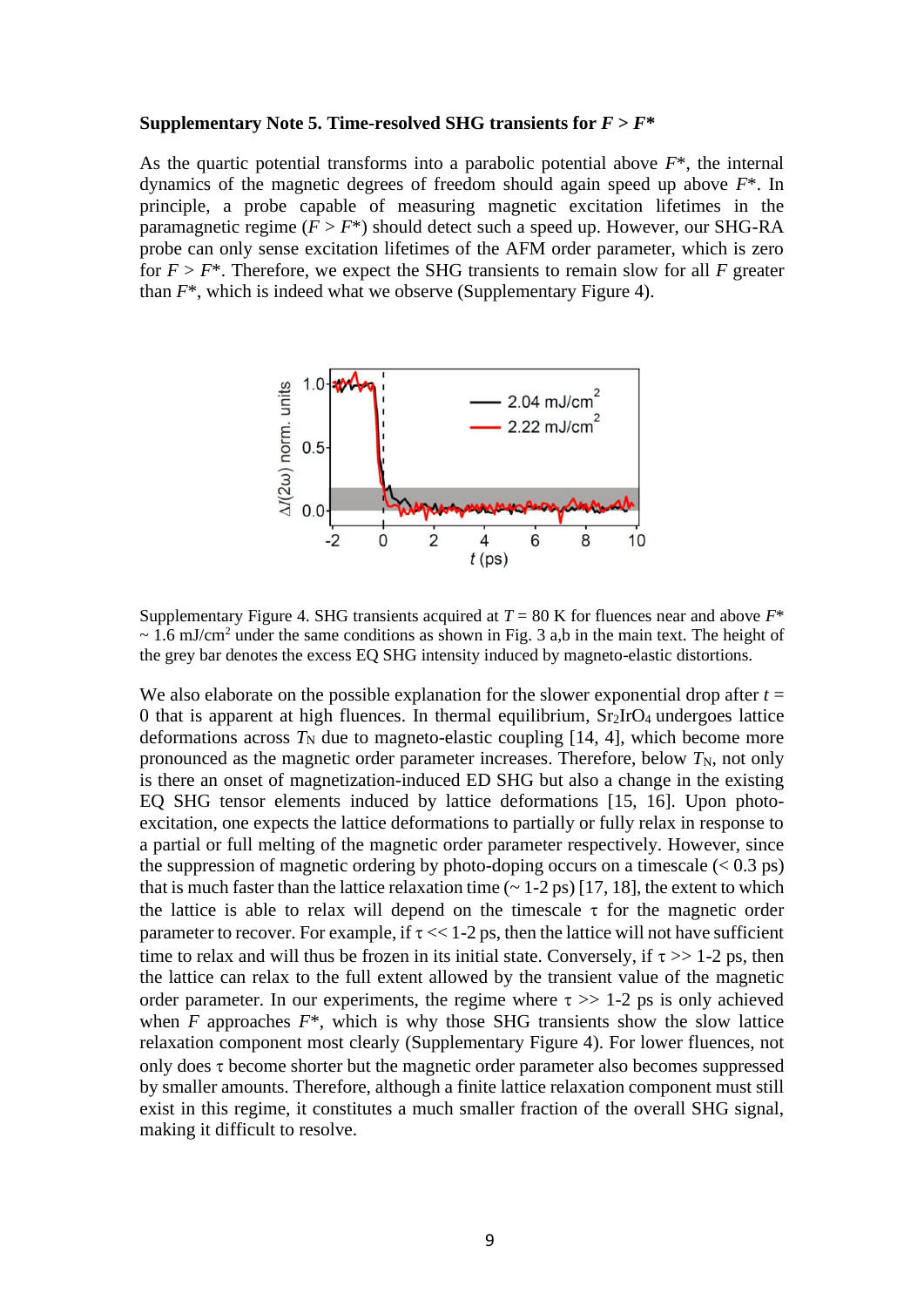**Supplementary Note 5. Time-resolved SHG transients for $F > F^*$**

As the quartic potential transforms into a parabolic potential above $F^*$, the internal dynamics of the magnetic degrees of freedom should again speed up above $F^*$. In principle, a probe capable of measuring magnetic excitation lifetimes in the paramagnetic regime ($F > F^*$) should detect such a speed up. However, our SHG-RA probe can only sense excitation lifetimes of the AFM order parameter, which is zero for $F > F^*$. Therefore, we expect the SHG transients to remain slow for all $F$ greater than $F^*$, which is indeed what we observe (Supplementary Figure 4).

Supplementary Figure 4. SHG transients acquired at $T = 80$ K for fluences near and above $F^*$ ~ 1.6 mJ/cm$^2$ under the same conditions as shown in Fig. 3 a,b in the main text. The height of the grey bar denotes the excess EQ SHG intensity induced by magneto-elastic distortions.

We also elaborate on the possible explanation for the slower exponential drop after $t = 0$ that is apparent at high fluences. In thermal equilibrium, $Sr_2IrO_4$ undergoes lattice deformations across $T_N$ due to magneto-elastic coupling [14, 4], which become more pronounced as the magnetic order parameter increases. Therefore, below $T_N$, not only is there an onset of magnetization-induced ED SHG but also a change in the existing EQ SHG tensor elements induced by lattice deformations [15, 16]. Upon photo-excitation, one expects the lattice deformations to partially or fully relax in response to a partial or full melting of the magnetic order parameter respectively. However, since the suppression of magnetic ordering by photo-doping occurs on a timescale (< 0.3 ps) that is much faster than the lattice relaxation time (~ 1-2 ps) [17, 18], the extent to which the lattice is able to relax will depend on the timescale $\tau$ for the magnetic order parameter to recover. For example, if $\tau$ << 1-2 ps, then the lattice will not have sufficient time to relax and will thus be frozen in its initial state. Conversely, if $\tau$ >> 1-2 ps, then the lattice can relax to the full extent allowed by the transient value of the magnetic order parameter. In our experiments, the regime where $\tau$ >> 1-2 ps is only achieved when $F$ approaches $F^*$, which is why those SHG transients show the slow lattice relaxation component most clearly (Supplementary Figure 4). For lower fluences, not only does $\tau$ become shorter but the magnetic order parameter also becomes suppressed by smaller amounts. Therefore, although a finite lattice relaxation component must still exist in this regime, it constitutes a much smaller fraction of the overall SHG signal, making it difficult to resolve.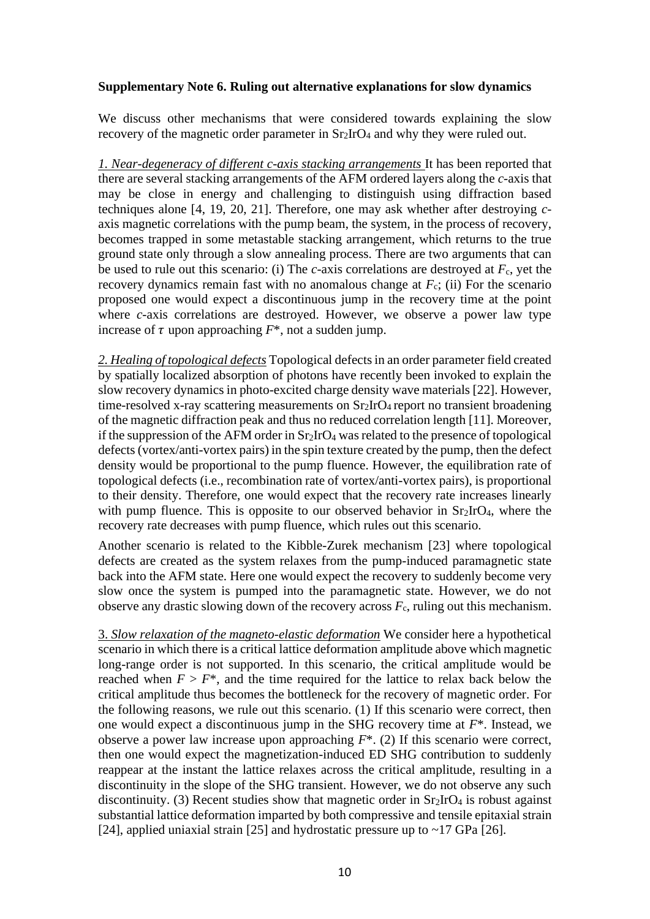**Supplementary Note 6. Ruling out alternative explanations for slow dynamics**

We discuss other mechanisms that were considered towards explaining the slow recovery of the magnetic order parameter in $Sr_2IrO_4$ and why they were ruled out.

*1. Near-degeneracy of different c-axis stacking arrangements* It has been reported that there are several stacking arrangements of the AFM ordered layers along the *c*-axis that may be close in energy and challenging to distinguish using diffraction based techniques alone [4, 19, 20, 21]. Therefore, one may ask whether after destroying *c*-axis magnetic correlations with the pump beam, the system, in the process of recovery, becomes trapped in some metastable stacking arrangement, which returns to the true ground state only through a slow annealing process. There are two arguments that can be used to rule out this scenario: (i) The *c*-axis correlations are destroyed at $F_c$, yet the recovery dynamics remain fast with no anomalous change at $F_c$; (ii) For the scenario proposed one would expect a discontinuous jump in the recovery time at the point where *c*-axis correlations are destroyed. However, we observe a power law type increase of $\tau$ upon approaching $F^*$, not a sudden jump.

*2. Healing of topological defects* Topological defects in an order parameter field created by spatially localized absorption of photons have recently been invoked to explain the slow recovery dynamics in photo-excited charge density wave materials [22]. However, time-resolved x-ray scattering measurements on $Sr_2IrO_4$ report no transient broadening of the magnetic diffraction peak and thus no reduced correlation length [11]. Moreover, if the suppression of the AFM order in $Sr_2IrO_4$ was related to the presence of topological defects (vortex/anti-vortex pairs) in the spin texture created by the pump, then the defect density would be proportional to the pump fluence. However, the equilibration rate of topological defects (i.e., recombination rate of vortex/anti-vortex pairs), is proportional to their density. Therefore, one would expect that the recovery rate increases linearly with pump fluence. This is opposite to our observed behavior in $Sr_2IrO_4$, where the recovery rate decreases with pump fluence, which rules out this scenario.

Another scenario is related to the Kibble-Zurek mechanism [23] where topological defects are created as the system relaxes from the pump-induced paramagnetic state back into the AFM state. Here one would expect the recovery to suddenly become very slow once the system is pumped into the paramagnetic state. However, we do not observe any drastic slowing down of the recovery across $F_c$, ruling out this mechanism.

3. *Slow relaxation of the magneto-elastic deformation* We consider here a hypothetical scenario in which there is a critical lattice deformation amplitude above which magnetic long-range order is not supported. In this scenario, the critical amplitude would be reached when $F > F^*$, and the time required for the lattice to relax back below the critical amplitude thus becomes the bottleneck for the recovery of magnetic order. For the following reasons, we rule out this scenario. (1) If this scenario were correct, then one would expect a discontinuous jump in the SHG recovery time at $F^*$. Instead, we observe a power law increase upon approaching $F^*$. (2) If this scenario were correct, then one would expect the magnetization-induced ED SHG contribution to suddenly reappear at the instant the lattice relaxes across the critical amplitude, resulting in a discontinuity in the slope of the SHG transient. However, we do not observe any such discontinuity. (3) Recent studies show that magnetic order in $Sr_2IrO_4$ is robust against substantial lattice deformation imparted by both compressive and tensile epitaxial strain [24], applied uniaxial strain [25] and hydrostatic pressure up to ~17 GPa [26].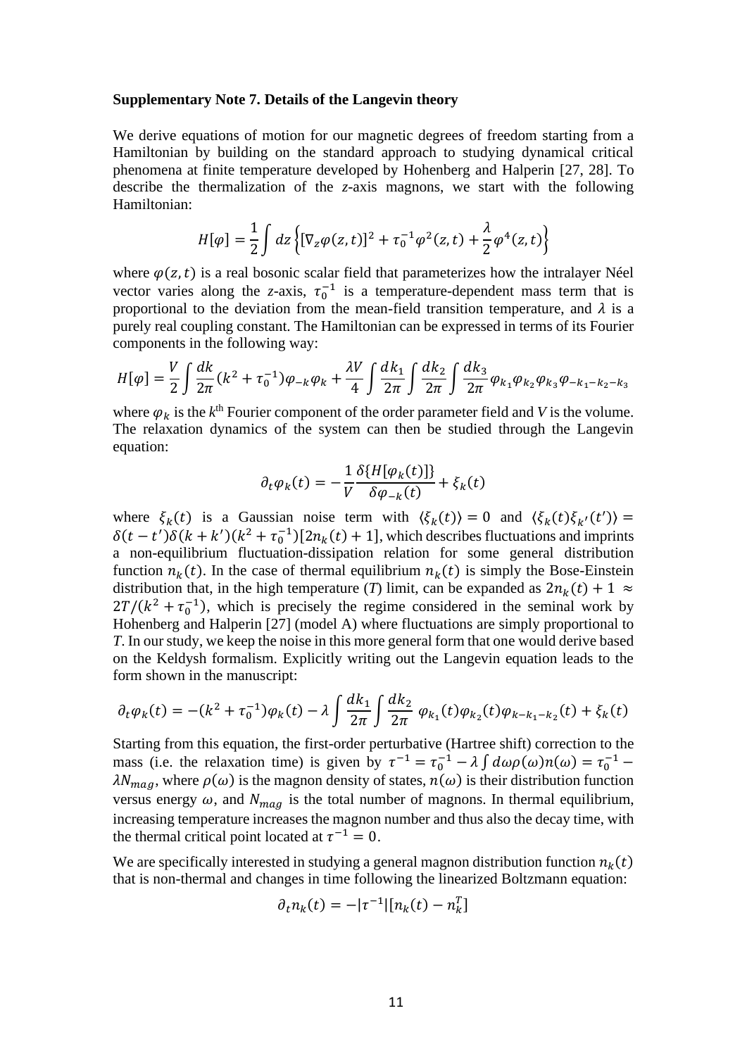**Supplementary Note 7. Details of the Langevin theory**

We derive equations of motion for our magnetic degrees of freedom starting from a Hamiltonian by building on the standard approach to studying dynamical critical phenomena at finite temperature developed by Hohenberg and Halperin [27, 28]. To describe the thermalization of the *z*-axis magnons, we start with the following Hamiltonian:

$$H[\varphi] = \frac{1}{2}\int dz \left\{[\nabla_z \varphi(z,t)]^2 + \tau_0^{-1}\varphi^2(z,t) + \frac{\lambda}{2}\varphi^4(z,t)\right\}$$

where $\varphi(z,t)$ is a real bosonic scalar field that parameterizes how the intralayer Néel vector varies along the *z*-axis, $\tau_0^{-1}$ is a temperature-dependent mass term that is proportional to the deviation from the mean-field transition temperature, and $\lambda$ is a purely real coupling constant. The Hamiltonian can be expressed in terms of its Fourier components in the following way:

$$H[\varphi] = \frac{V}{2}\int \frac{dk}{2\pi}(k^2 + \tau_0^{-1})\varphi_{-k}\varphi_k + \frac{\lambda V}{4}\int \frac{dk_1}{2\pi}\int \frac{dk_2}{2\pi}\int \frac{dk_3}{2\pi}\varphi_{k_1}\varphi_{k_2}\varphi_{k_3}\varphi_{-k_1-k_2-k_3}$$

where $\varphi_k$ is the $k^{\text{th}}$ Fourier component of the order parameter field and *V* is the volume. The relaxation dynamics of the system can then be studied through the Langevin equation:

$$\partial_t \varphi_k(t) = -\frac{1}{V}\frac{\delta\{H[\varphi_k(t)]\}}{\delta\varphi_{-k}(t)} + \xi_k(t)$$

where $\xi_k(t)$ is a Gaussian noise term with $\langle\xi_k(t)\rangle = 0$ and $\langle\xi_k(t)\xi_{k'}(t')\rangle = \delta(t-t')\delta(k+k')(k^2+\tau_0^{-1})[2n_k(t)+1]$, which describes fluctuations and imprints a non-equilibrium fluctuation-dissipation relation for some general distribution function $n_k(t)$. In the case of thermal equilibrium $n_k(t)$ is simply the Bose-Einstein distribution that, in the high temperature (*T*) limit, can be expanded as $2n_k(t)+1 \approx 2T/(k^2+\tau_0^{-1})$, which is precisely the regime considered in the seminal work by Hohenberg and Halperin [27] (model A) where fluctuations are simply proportional to *T*. In our study, we keep the noise in this more general form that one would derive based on the Keldysh formalism. Explicitly writing out the Langevin equation leads to the form shown in the manuscript:

$$\partial_t \varphi_k(t) = -(k^2+\tau_0^{-1})\varphi_k(t) - \lambda\int \frac{dk_1}{2\pi}\int \frac{dk_2}{2\pi}\ \varphi_{k_1}(t)\varphi_{k_2}(t)\varphi_{k-k_1-k_2}(t) + \xi_k(t)$$

Starting from this equation, the first-order perturbative (Hartree shift) correction to the mass (i.e. the relaxation time) is given by $\tau^{-1} = \tau_0^{-1} - \lambda\int d\omega\rho(\omega)n(\omega) = \tau_0^{-1} - \lambda N_{mag}$, where $\rho(\omega)$ is the magnon density of states, $n(\omega)$ is their distribution function versus energy $\omega$, and $N_{mag}$ is the total number of magnons. In thermal equilibrium, increasing temperature increases the magnon number and thus also the decay time, with the thermal critical point located at $\tau^{-1} = 0$.

We are specifically interested in studying a general magnon distribution function $n_k(t)$ that is non-thermal and changes in time following the linearized Boltzmann equation:

$$\partial_t n_k(t) = -|\tau^{-1}|[n_k(t) - n_k^T]$$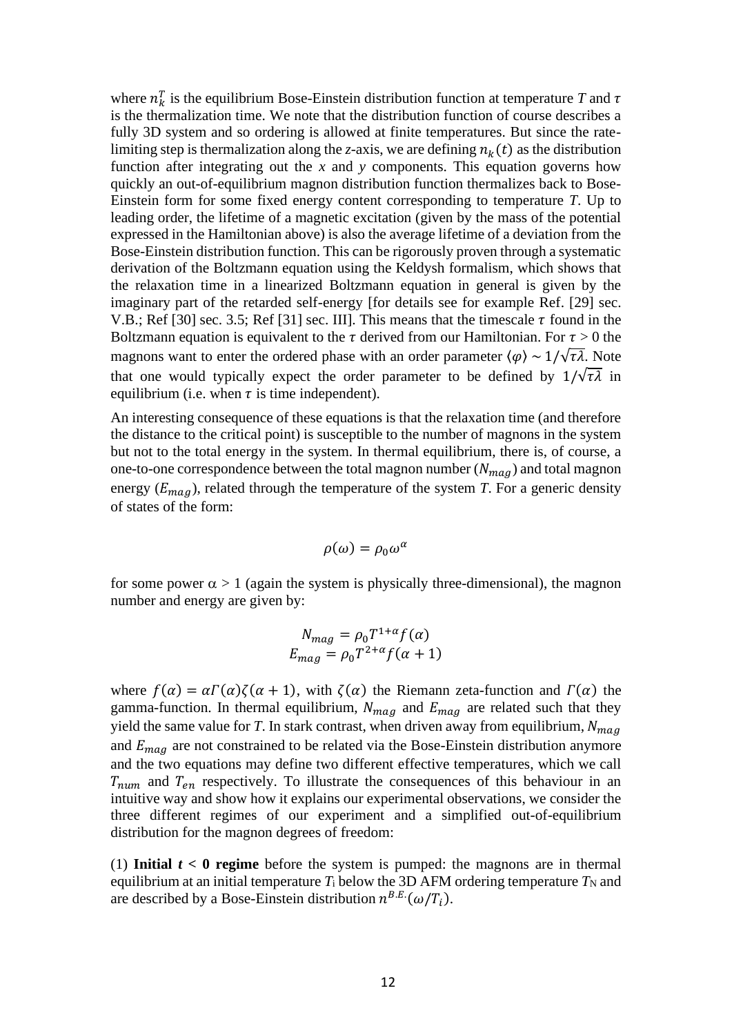where $n_k^T$ is the equilibrium Bose-Einstein distribution function at temperature $T$ and $\tau$ is the thermalization time. We note that the distribution function of course describes a fully 3D system and so ordering is allowed at finite temperatures. But since the rate-limiting step is thermalization along the *z*-axis, we are defining $n_k(t)$ as the distribution function after integrating out the *x* and *y* components. This equation governs how quickly an out-of-equilibrium magnon distribution function thermalizes back to Bose-Einstein form for some fixed energy content corresponding to temperature $T$. Up to leading order, the lifetime of a magnetic excitation (given by the mass of the potential expressed in the Hamiltonian above) is also the average lifetime of a deviation from the Bose-Einstein distribution function. This can be rigorously proven through a systematic derivation of the Boltzmann equation using the Keldysh formalism, which shows that the relaxation time in a linearized Boltzmann equation in general is given by the imaginary part of the retarded self-energy [for details see for example Ref. [29] sec. V.B.; Ref [30] sec. 3.5; Ref [31] sec. III]. This means that the timescale $\tau$ found in the Boltzmann equation is equivalent to the $\tau$ derived from our Hamiltonian. For $\tau > 0$ the magnons want to enter the ordered phase with an order parameter $\langle\varphi\rangle \sim 1/\sqrt{\tau\lambda}$. Note that one would typically expect the order parameter to be defined by $1/\sqrt{\tau\lambda}$ in equilibrium (i.e. when $\tau$ is time independent).

An interesting consequence of these equations is that the relaxation time (and therefore the distance to the critical point) is susceptible to the number of magnons in the system but not to the total energy in the system. In thermal equilibrium, there is, of course, a one-to-one correspondence between the total magnon number ($N_{mag}$) and total magnon energy ($E_{mag}$), related through the temperature of the system $T$. For a generic density of states of the form:

$$\rho(\omega) = \rho_0 \omega^\alpha$$

for some power $\alpha > 1$ (again the system is physically three-dimensional), the magnon number and energy are given by:

$$N_{mag} = \rho_0 T^{1+\alpha} f(\alpha)$$
$$E_{mag} = \rho_0 T^{2+\alpha} f(\alpha + 1)$$

where $f(\alpha) = \alpha\Gamma(\alpha)\zeta(\alpha + 1)$, with $\zeta(\alpha)$ the Riemann zeta-function and $\Gamma(\alpha)$ the gamma-function. In thermal equilibrium, $N_{mag}$ and $E_{mag}$ are related such that they yield the same value for $T$. In stark contrast, when driven away from equilibrium, $N_{mag}$ and $E_{mag}$ are not constrained to be related via the Bose-Einstein distribution anymore and the two equations may define two different effective temperatures, which we call $T_{num}$ and $T_{en}$ respectively. To illustrate the consequences of this behaviour in an intuitive way and show how it explains our experimental observations, we consider the three different regimes of our experiment and a simplified out-of-equilibrium distribution for the magnon degrees of freedom:

(1) **Initial $t < 0$ regime** before the system is pumped: the magnons are in thermal equilibrium at an initial temperature $T_i$ below the 3D AFM ordering temperature $T_N$ and are described by a Bose-Einstein distribution $n^{B.E.}(\omega/T_i)$.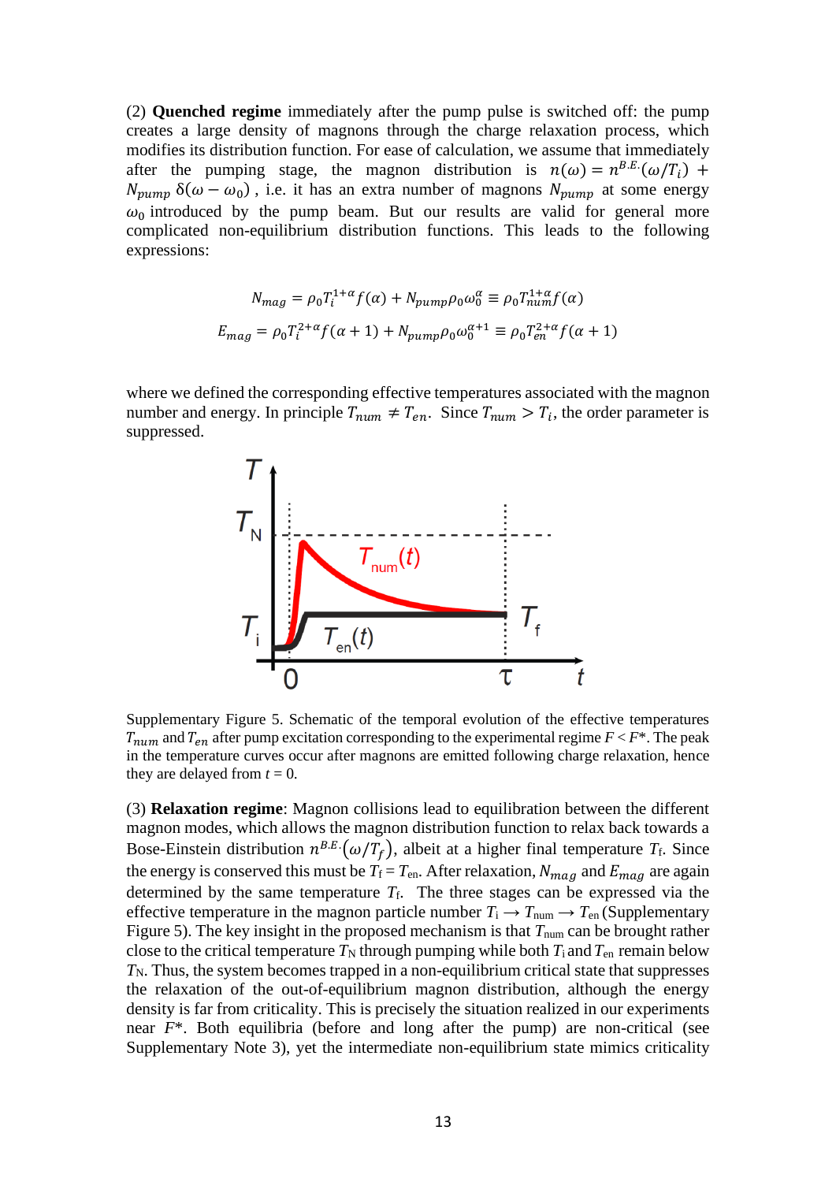(2) **Quenched regime** immediately after the pump pulse is switched off: the pump creates a large density of magnons through the charge relaxation process, which modifies its distribution function. For ease of calculation, we assume that immediately after the pumping stage, the magnon distribution is $n(\omega) = n^{B.E.}(\omega/T_i) + N_{pump}\,\delta(\omega - \omega_0)$, i.e. it has an extra number of magnons $N_{pump}$ at some energy $\omega_0$ introduced by the pump beam. But our results are valid for general more complicated non-equilibrium distribution functions. This leads to the following expressions:

$$N_{mag} = \rho_0 T_i^{1+\alpha} f(\alpha) + N_{pump}\rho_0\omega_0^{\alpha} \equiv \rho_0 T_{num}^{1+\alpha} f(\alpha)$$

$$E_{mag} = \rho_0 T_i^{2+\alpha} f(\alpha+1) + N_{pump}\rho_0\omega_0^{\alpha+1} \equiv \rho_0 T_{en}^{2+\alpha} f(\alpha+1)$$

where we defined the corresponding effective temperatures associated with the magnon number and energy. In principle $T_{num} \neq T_{en}$. Since $T_{num} > T_i$, the order parameter is suppressed.

Supplementary Figure 5. Schematic of the temporal evolution of the effective temperatures $T_{num}$ and $T_{en}$ after pump excitation corresponding to the experimental regime $F < F^*$. The peak in the temperature curves occur after magnons are emitted following charge relaxation, hence they are delayed from $t = 0$.

(3) **Relaxation regime**: Magnon collisions lead to equilibration between the different magnon modes, which allows the magnon distribution function to relax back towards a Bose-Einstein distribution $n^{B.E.}(\omega/T_f)$, albeit at a higher final temperature $T_f$. Since the energy is conserved this must be $T_f = T_{en}$. After relaxation, $N_{mag}$ and $E_{mag}$ are again determined by the same temperature $T_f$. The three stages can be expressed via the effective temperature in the magnon particle number $T_i \to T_{num} \to T_{en}$ (Supplementary Figure 5). The key insight in the proposed mechanism is that $T_{num}$ can be brought rather close to the critical temperature $T_N$ through pumping while both $T_i$ and $T_{en}$ remain below $T_N$. Thus, the system becomes trapped in a non-equilibrium critical state that suppresses the relaxation of the out-of-equilibrium magnon distribution, although the energy density is far from criticality. This is precisely the situation realized in our experiments near $F^*$. Both equilibria (before and long after the pump) are non-critical (see Supplementary Note 3), yet the intermediate non-equilibrium state mimics criticality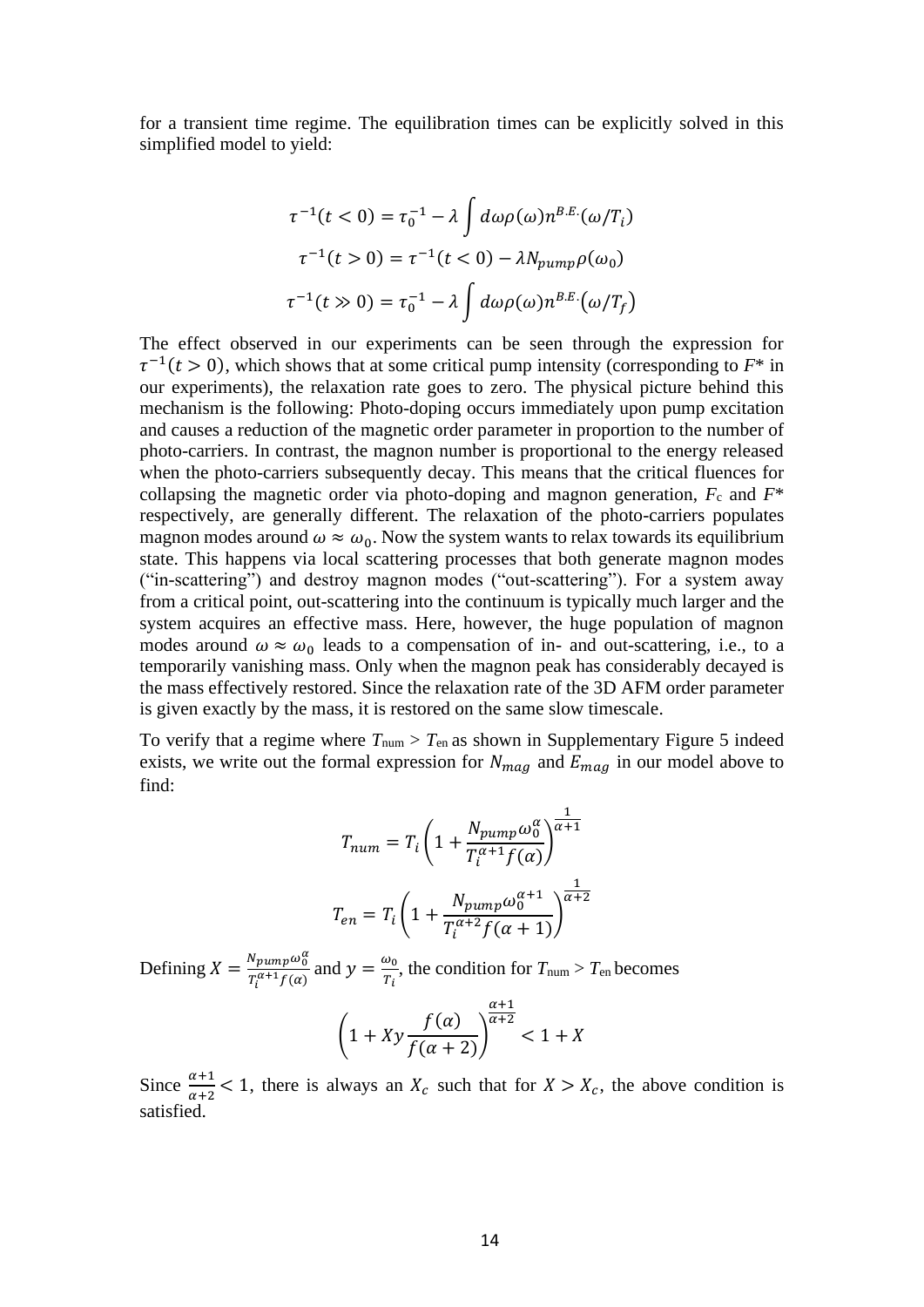for a transient time regime. The equilibration times can be explicitly solved in this simplified model to yield:

$$\tau^{-1}(t<0) = \tau_0^{-1} - \lambda \int d\omega \rho(\omega) n^{B.E.}(\omega/T_i)$$

$$\tau^{-1}(t>0) = \tau^{-1}(t<0) - \lambda N_{pump}\rho(\omega_0)$$

$$\tau^{-1}(t \gg 0) = \tau_0^{-1} - \lambda \int d\omega \rho(\omega) n^{B.E.}\left(\omega/T_f\right)$$

The effect observed in our experiments can be seen through the expression for $\tau^{-1}(t>0)$, which shows that at some critical pump intensity (corresponding to $F^*$ in our experiments), the relaxation rate goes to zero. The physical picture behind this mechanism is the following: Photo-doping occurs immediately upon pump excitation and causes a reduction of the magnetic order parameter in proportion to the number of photo-carriers. In contrast, the magnon number is proportional to the energy released when the photo-carriers subsequently decay. This means that the critical fluences for collapsing the magnetic order via photo-doping and magnon generation, $F_c$ and $F^*$ respectively, are generally different. The relaxation of the photo-carriers populates magnon modes around $\omega \approx \omega_0$. Now the system wants to relax towards its equilibrium state. This happens via local scattering processes that both generate magnon modes ("in-scattering") and destroy magnon modes ("out-scattering"). For a system away from a critical point, out-scattering into the continuum is typically much larger and the system acquires an effective mass. Here, however, the huge population of magnon modes around $\omega \approx \omega_0$ leads to a compensation of in- and out-scattering, i.e., to a temporarily vanishing mass. Only when the magnon peak has considerably decayed is the mass effectively restored. Since the relaxation rate of the 3D AFM order parameter is given exactly by the mass, it is restored on the same slow timescale.

To verify that a regime where $T_{num} > T_{en}$ as shown in Supplementary Figure 5 indeed exists, we write out the formal expression for $N_{mag}$ and $E_{mag}$ in our model above to find:

$$T_{num} = T_i\left(1 + \frac{N_{pump}\omega_0^{\alpha}}{T_i^{\alpha+1}f(\alpha)}\right)^{\frac{1}{\alpha+1}}$$

$$T_{en} = T_i\left(1 + \frac{N_{pump}\omega_0^{\alpha+1}}{T_i^{\alpha+2}f(\alpha+1)}\right)^{\frac{1}{\alpha+2}}$$

Defining $X = \frac{N_{pump}\omega_0^{\alpha}}{T_i^{\alpha+1}f(\alpha)}$ and $y = \frac{\omega_0}{T_i}$, the condition for $T_{num} > T_{en}$ becomes

$$\left(1 + Xy\frac{f(\alpha)}{f(\alpha+2)}\right)^{\frac{\alpha+1}{\alpha+2}} < 1 + X$$

Since $\frac{\alpha+1}{\alpha+2} < 1$, there is always an $X_c$ such that for $X > X_c$, the above condition is satisfied.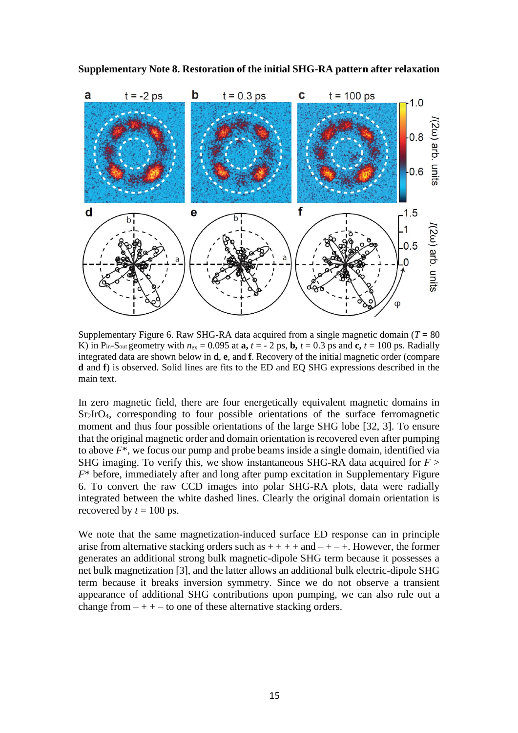## Supplementary Note 8. Restoration of the initial SHG-RA pattern after relaxation

Supplementary Figure 6. Raw SHG-RA data acquired from a single magnetic domain ($T$ = 80 K) in $P_{in}$-$S_{out}$ geometry with $n_{ex}$ = 0.095 at **a,** $t$ = - 2 ps, **b,** $t$ = 0.3 ps and **c,** $t$ = 100 ps. Radially integrated data are shown below in **d**, **e**, and **f**. Recovery of the initial magnetic order (compare **d** and **f**) is observed. Solid lines are fits to the ED and EQ SHG expressions described in the main text.

In zero magnetic field, there are four energetically equivalent magnetic domains in $Sr_2IrO_4$, corresponding to four possible orientations of the surface ferromagnetic moment and thus four possible orientations of the large SHG lobe [32, 3]. To ensure that the original magnetic order and domain orientation is recovered even after pumping to above $F^*$, we focus our pump and probe beams inside a single domain, identified via SHG imaging. To verify this, we show instantaneous SHG-RA data acquired for $F > F^*$ before, immediately after and long after pump excitation in Supplementary Figure 6. To convert the raw CCD images into polar SHG-RA plots, data were radially integrated between the white dashed lines. Clearly the original domain orientation is recovered by $t$ = 100 ps.

We note that the same magnetization-induced surface ED response can in principle arise from alternative stacking orders such as + + + + and – + – +. However, the former generates an additional strong bulk magnetic-dipole SHG term because it possesses a net bulk magnetization [3], and the latter allows an additional bulk electric-dipole SHG term because it breaks inversion symmetry. Since we do not observe a transient appearance of additional SHG contributions upon pumping, we can also rule out a change from – + + – to one of these alternative stacking orders.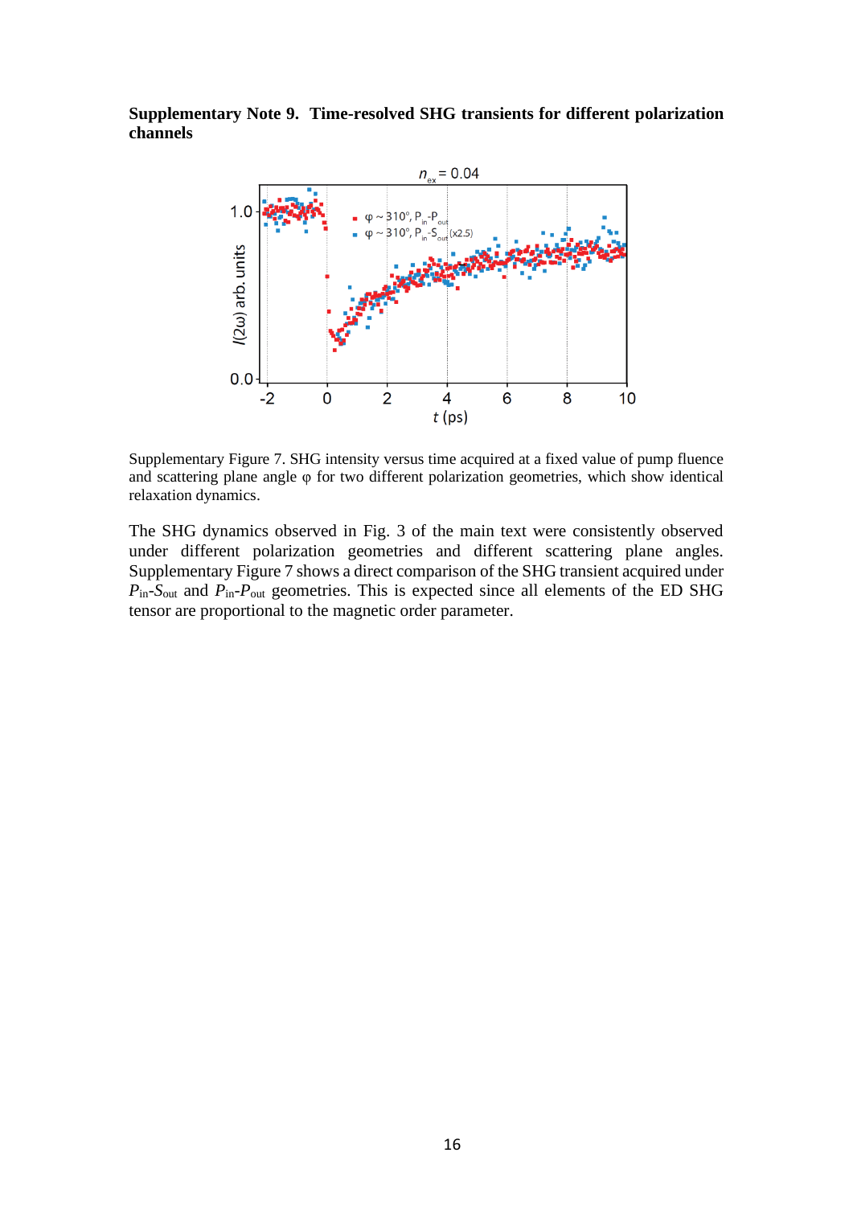**Supplementary Note 9. Time-resolved SHG transients for different polarization channels**

Supplementary Figure 7. SHG intensity versus time acquired at a fixed value of pump fluence and scattering plane angle φ for two different polarization geometries, which show identical relaxation dynamics.

The SHG dynamics observed in Fig. 3 of the main text were consistently observed under different polarization geometries and different scattering plane angles. Supplementary Figure 7 shows a direct comparison of the SHG transient acquired under $P_{in}$-$S_{out}$ and $P_{in}$-$P_{out}$ geometries. This is expected since all elements of the ED SHG tensor are proportional to the magnetic order parameter.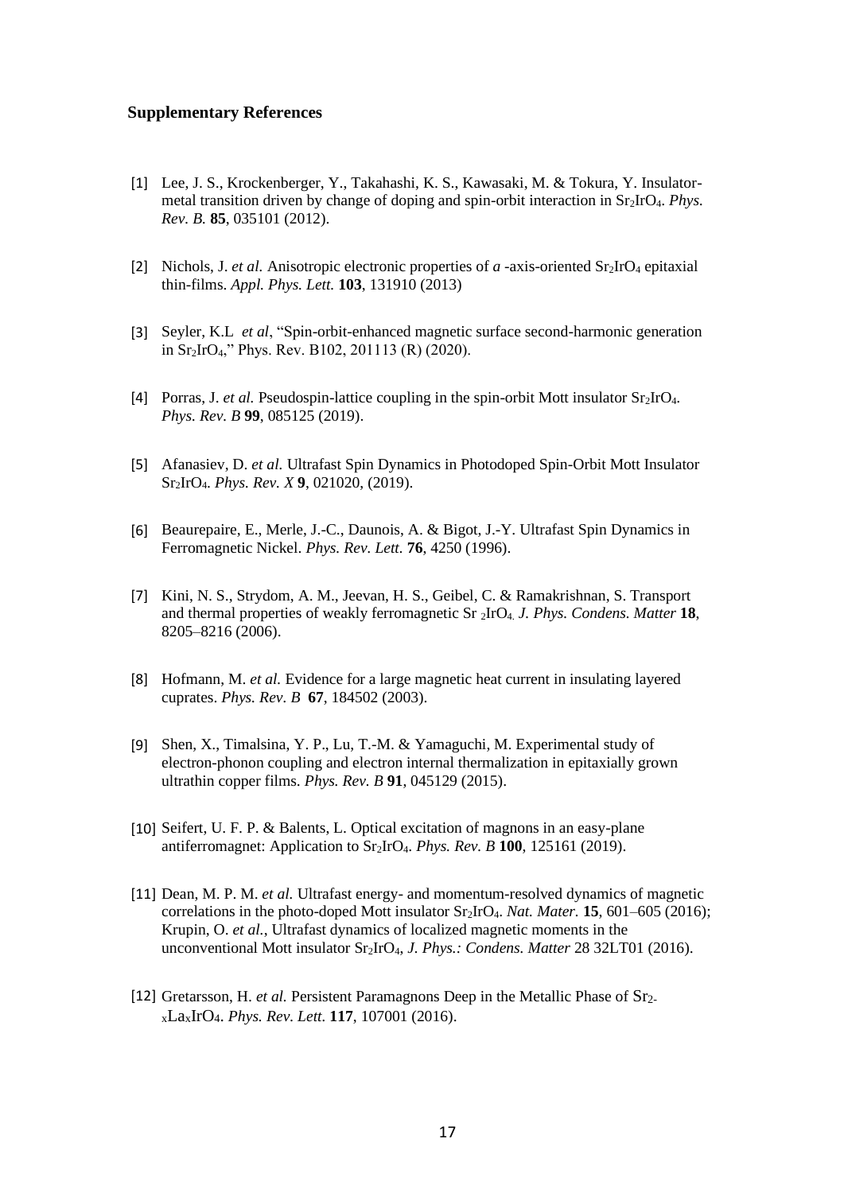### Supplementary References

[1] Lee, J. S., Krockenberger, Y., Takahashi, K. S., Kawasaki, M. & Tokura, Y. Insulator-metal transition driven by change of doping and spin-orbit interaction in $Sr_2IrO_4$. *Phys. Rev. B.* **85**, 035101 (2012).

[2] Nichols, J. *et al.* Anisotropic electronic properties of *a* -axis-oriented $Sr_2IrO_4$ epitaxial thin-films. *Appl. Phys. Lett.* **103**, 131910 (2013)

[3] Seyler, K.L *et al*, "Spin-orbit-enhanced magnetic surface second-harmonic generation in $Sr_2IrO_4$," Phys. Rev. B102, 201113 (R) (2020).

[4] Porras, J. *et al.* Pseudospin-lattice coupling in the spin-orbit Mott insulator $Sr_2IrO_4$. *Phys. Rev. B* **99**, 085125 (2019).

[5] Afanasiev, D. *et al.* Ultrafast Spin Dynamics in Photodoped Spin-Orbit Mott Insulator $Sr_2IrO_4$. *Phys. Rev. X* **9**, 021020, (2019).

[6] Beaurepaire, E., Merle, J.-C., Daunois, A. & Bigot, J.-Y. Ultrafast Spin Dynamics in Ferromagnetic Nickel. *Phys. Rev. Lett.* **76**, 4250 (1996).

[7] Kini, N. S., Strydom, A. M., Jeevan, H. S., Geibel, C. & Ramakrishnan, S. Transport and thermal properties of weakly ferromagnetic $Sr_2IrO_4$. *J. Phys. Condens. Matter* **18**, 8205–8216 (2006).

[8] Hofmann, M. *et al.* Evidence for a large magnetic heat current in insulating layered cuprates. *Phys. Rev. B* **67**, 184502 (2003).

[9] Shen, X., Timalsina, Y. P., Lu, T.-M. & Yamaguchi, M. Experimental study of electron-phonon coupling and electron internal thermalization in epitaxially grown ultrathin copper films. *Phys. Rev. B* **91**, 045129 (2015).

[10] Seifert, U. F. P. & Balents, L. Optical excitation of magnons in an easy-plane antiferromagnet: Application to $Sr_2IrO_4$. *Phys. Rev. B* **100**, 125161 (2019).

[11] Dean, M. P. M. *et al.* Ultrafast energy- and momentum-resolved dynamics of magnetic correlations in the photo-doped Mott insulator $Sr_2IrO_4$. *Nat. Mater.* **15**, 601–605 (2016); Krupin, O. *et al.*, Ultrafast dynamics of localized magnetic moments in the unconventional Mott insulator $Sr_2IrO_4$, *J. Phys.: Condens. Matter* 28 32LT01 (2016).

[12] Gretarsson, H. *et al.* Persistent Paramagnons Deep in the Metallic Phase of $Sr_{2-x}La_xIrO_4$. *Phys. Rev. Lett.* **117**, 107001 (2016).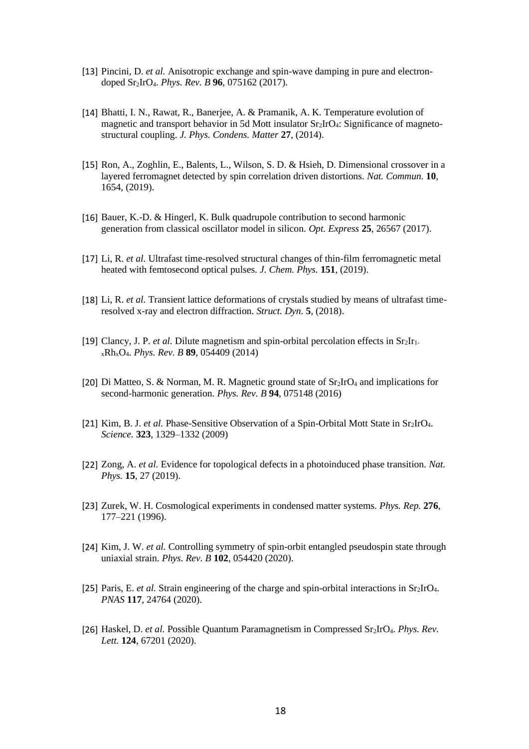[13] Pincini, D. *et al.* Anisotropic exchange and spin-wave damping in pure and electron-doped $Sr_2IrO_4$. *Phys. Rev. B* **96**, 075162 (2017).

[14] Bhatti, I. N., Rawat, R., Banerjee, A. & Pramanik, A. K. Temperature evolution of magnetic and transport behavior in 5d Mott insulator $Sr_2IrO_4$: Significance of magneto-structural coupling. *J. Phys. Condens. Matter* **27**, (2014).

[15] Ron, A., Zoghlin, E., Balents, L., Wilson, S. D. & Hsieh, D. Dimensional crossover in a layered ferromagnet detected by spin correlation driven distortions. *Nat. Commun.* **10**, 1654, (2019).

[16] Bauer, K.-D. & Hingerl, K. Bulk quadrupole contribution to second harmonic generation from classical oscillator model in silicon. *Opt. Express* **25**, 26567 (2017).

[17] Li, R. *et al*. Ultrafast time-resolved structural changes of thin-film ferromagnetic metal heated with femtosecond optical pulses. *J. Chem. Phys.* **151**, (2019).

[18] Li, R. *et al*. Transient lattice deformations of crystals studied by means of ultrafast time-resolved x-ray and electron diffraction. *Struct. Dyn.* **5**, (2018).

[19] Clancy, J. P. *et al*. Dilute magnetism and spin-orbital percolation effects in $Sr_2Ir_{1-x}Rh_xO_4$. *Phys. Rev. B* **89**, 054409 (2014)

[20] Di Matteo, S. & Norman, M. R. Magnetic ground state of $Sr_2IrO_4$ and implications for second-harmonic generation. *Phys. Rev. B* **94**, 075148 (2016)

[21] Kim, B. J. *et al.* Phase-Sensitive Observation of a Spin-Orbital Mott State in $Sr_2IrO_4$. *Science.* **323**, 1329–1332 (2009)

[22] Zong, A. *et al.* Evidence for topological defects in a photoinduced phase transition. *Nat. Phys.* **15**, 27 (2019).

[23] Zurek, W. H. Cosmological experiments in condensed matter systems. *Phys. Rep.* **276**, 177–221 (1996).

[24] Kim, J. W. *et al.* Controlling symmetry of spin-orbit entangled pseudospin state through uniaxial strain. *Phys. Rev. B* **102**, 054420 (2020).

[25] Paris, E. *et al.* Strain engineering of the charge and spin-orbital interactions in $Sr_2IrO_4$. *PNAS* **117**, 24764 (2020).

[26] Haskel, D. *et al.* Possible Quantum Paramagnetism in Compressed $Sr_2IrO_4$. *Phys. Rev. Lett.* **124**, 67201 (2020).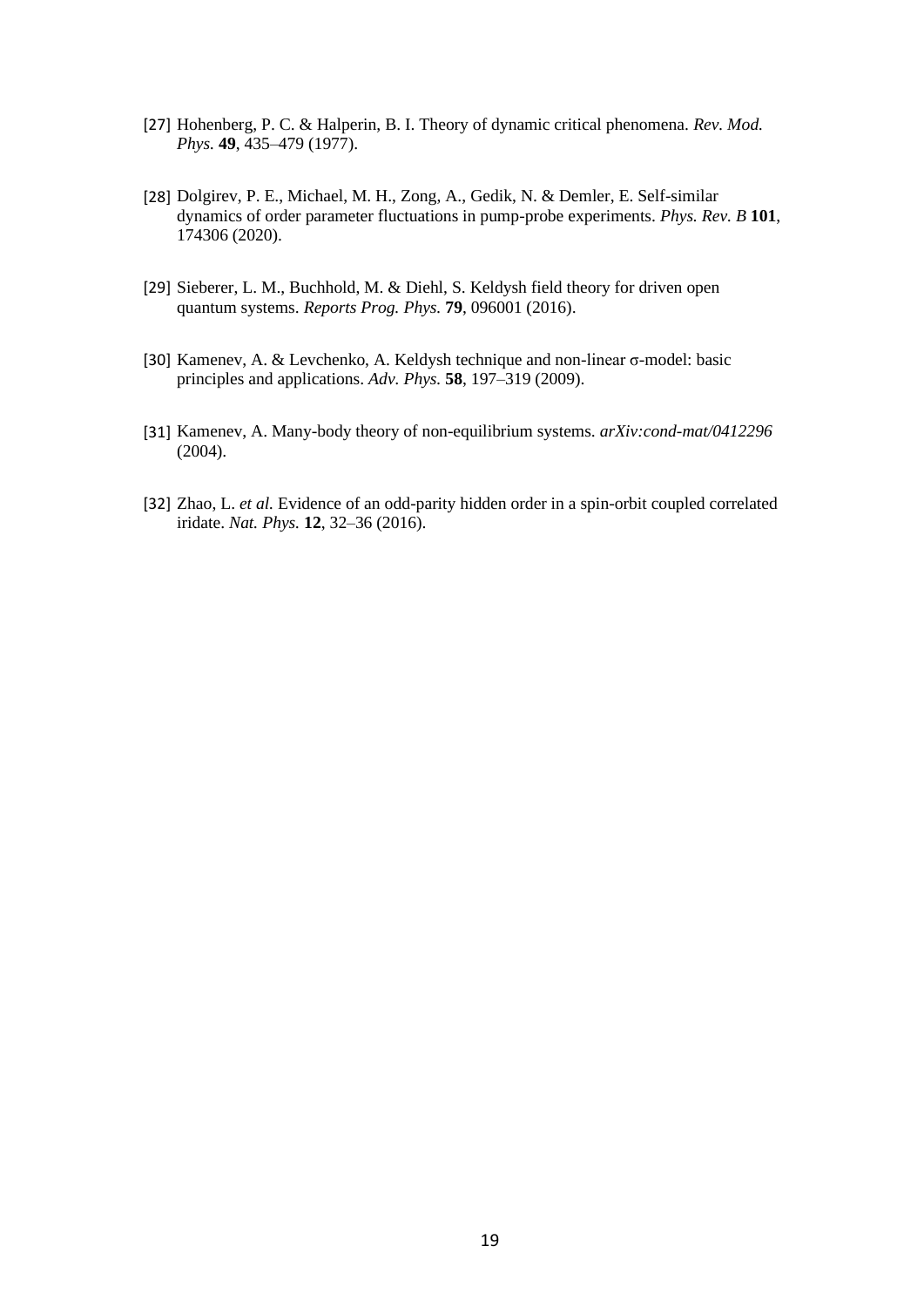[27] Hohenberg, P. C. & Halperin, B. I. Theory of dynamic critical phenomena. *Rev. Mod. Phys.* **49**, 435–479 (1977).

[28] Dolgirev, P. E., Michael, M. H., Zong, A., Gedik, N. & Demler, E. Self-similar dynamics of order parameter fluctuations in pump-probe experiments. *Phys. Rev. B* **101**, 174306 (2020).

[29] Sieberer, L. M., Buchhold, M. & Diehl, S. Keldysh field theory for driven open quantum systems. *Reports Prog. Phys.* **79**, 096001 (2016).

[30] Kamenev, A. & Levchenko, A. Keldysh technique and non-linear σ-model: basic principles and applications. *Adv. Phys.* **58**, 197–319 (2009).

[31] Kamenev, A. Many-body theory of non-equilibrium systems. *arXiv:cond-mat/0412296* (2004).

[32] Zhao, L. *et al.* Evidence of an odd-parity hidden order in a spin-orbit coupled correlated iridate. *Nat. Phys.* **12**, 32–36 (2016).